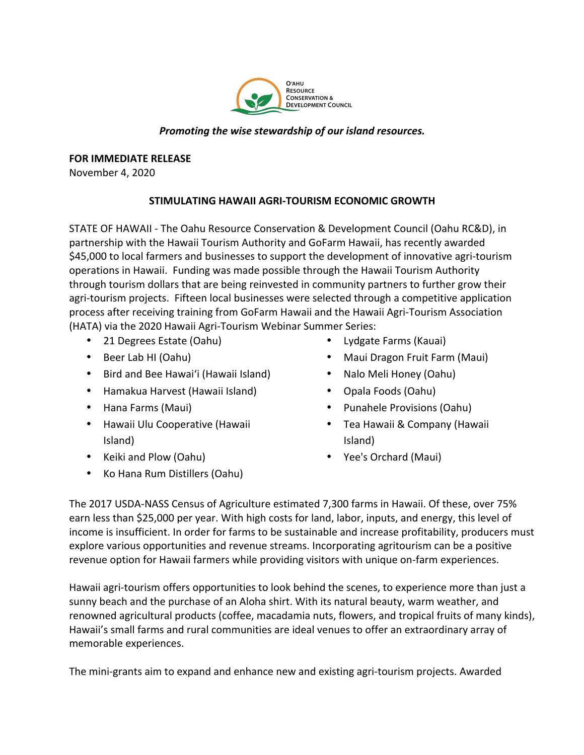O'AHU RESOURCE CONSERVATION & DEVELOPMENT COUNCIL

***Promoting the wise stewardship of our island resources.***

**FOR IMMEDIATE RELEASE**
November 4, 2020

## STIMULATING HAWAII AGRI-TOURISM ECONOMIC GROWTH

STATE OF HAWAII - The Oahu Resource Conservation & Development Council (Oahu RC&D), in partnership with the Hawaii Tourism Authority and GoFarm Hawaii, has recently awarded $45,000 to local farmers and businesses to support the development of innovative agri-tourism operations in Hawaii. Funding was made possible through the Hawaii Tourism Authority through tourism dollars that are being reinvested in community partners to further grow their agri-tourism projects. Fifteen local businesses were selected through a competitive application process after receiving training from GoFarm Hawaii and the Hawaii Agri-Tourism Association (HATA) via the 2020 Hawaii Agri-Tourism Webinar Summer Series:

- 21 Degrees Estate (Oahu)
- Beer Lab HI (Oahu)
- Bird and Bee Hawaiʻi (Hawaii Island)
- Hamakua Harvest (Hawaii Island)
- Hana Farms (Maui)
- Hawaii Ulu Cooperative (Hawaii Island)
- Keiki and Plow (Oahu)
- Ko Hana Rum Distillers (Oahu)
- Lydgate Farms (Kauai)
- Maui Dragon Fruit Farm (Maui)
- Nalo Meli Honey (Oahu)
- Opala Foods (Oahu)
- Punahele Provisions (Oahu)
- Tea Hawaii & Company (Hawaii Island)
- Yee's Orchard (Maui)

The 2017 USDA-NASS Census of Agriculture estimated 7,300 farms in Hawaii. Of these, over 75% earn less than $25,000 per year. With high costs for land, labor, inputs, and energy, this level of income is insufficient. In order for farms to be sustainable and increase profitability, producers must explore various opportunities and revenue streams. Incorporating agritourism can be a positive revenue option for Hawaii farmers while providing visitors with unique on-farm experiences.

Hawaii agri-tourism offers opportunities to look behind the scenes, to experience more than just a sunny beach and the purchase of an Aloha shirt. With its natural beauty, warm weather, and renowned agricultural products (coffee, macadamia nuts, flowers, and tropical fruits of many kinds), Hawaii's small farms and rural communities are ideal venues to offer an extraordinary array of memorable experiences.

The mini-grants aim to expand and enhance new and existing agri-tourism projects. Awarded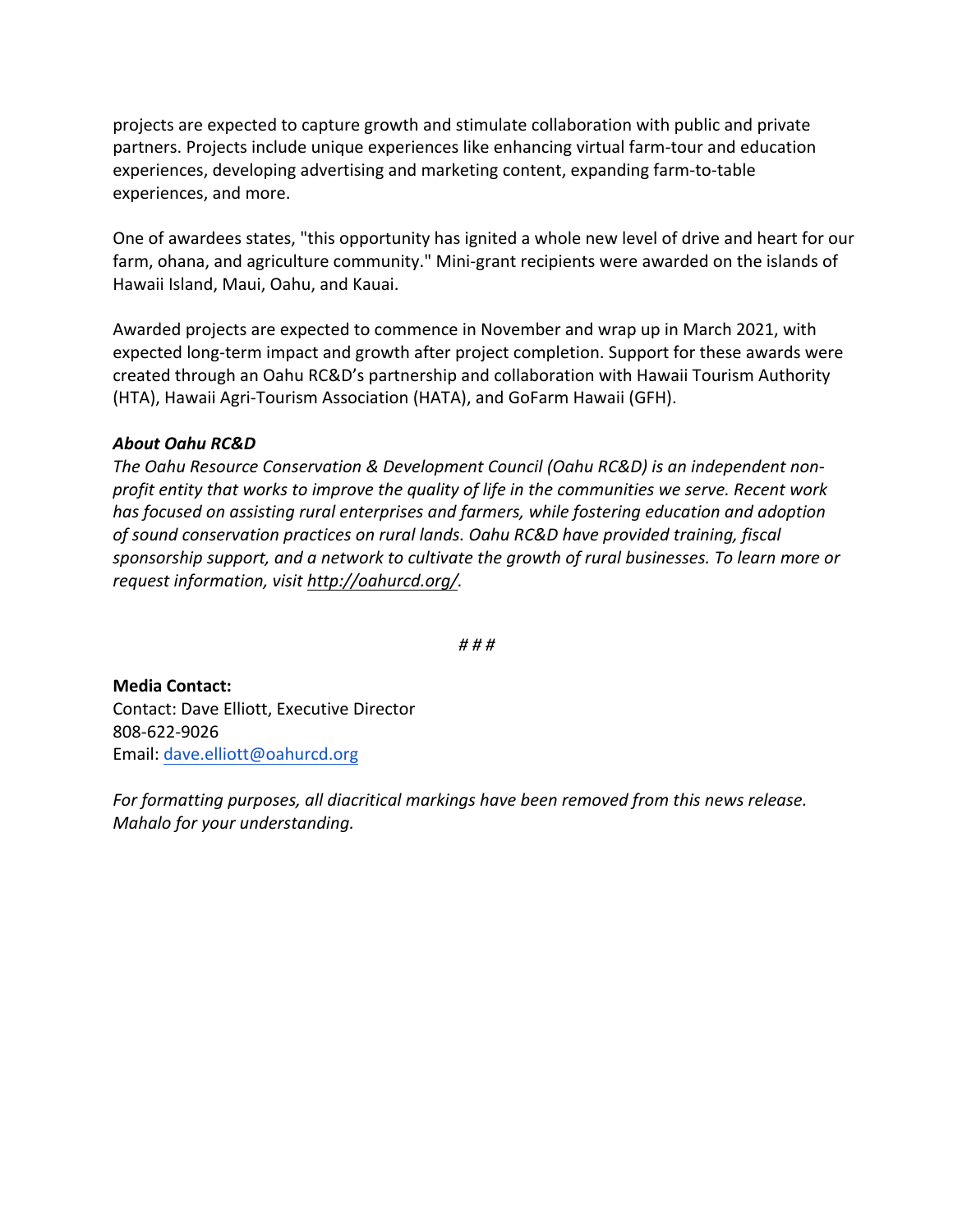projects are expected to capture growth and stimulate collaboration with public and private partners. Projects include unique experiences like enhancing virtual farm-tour and education experiences, developing advertising and marketing content, expanding farm-to-table experiences, and more.

One of awardees states, "this opportunity has ignited a whole new level of drive and heart for our farm, ohana, and agriculture community." Mini-grant recipients were awarded on the islands of Hawaii Island, Maui, Oahu, and Kauai.

Awarded projects are expected to commence in November and wrap up in March 2021, with expected long-term impact and growth after project completion. Support for these awards were created through an Oahu RC&D's partnership and collaboration with Hawaii Tourism Authority (HTA), Hawaii Agri-Tourism Association (HATA), and GoFarm Hawaii (GFH).

***About Oahu RC&D***

*The Oahu Resource Conservation & Development Council (Oahu RC&D) is an independent non-profit entity that works to improve the quality of life in the communities we serve. Recent work has focused on assisting rural enterprises and farmers, while fostering education and adoption of sound conservation practices on rural lands. Oahu RC&D have provided training, fiscal sponsorship support, and a network to cultivate the growth of rural businesses. To learn more or request information, visit http://oahurcd.org/.*

*# # #*

**Media Contact:**
Contact: Dave Elliott, Executive Director
808-622-9026
Email: dave.elliott@oahurcd.org

*For formatting purposes, all diacritical markings have been removed from this news release. Mahalo for your understanding.*